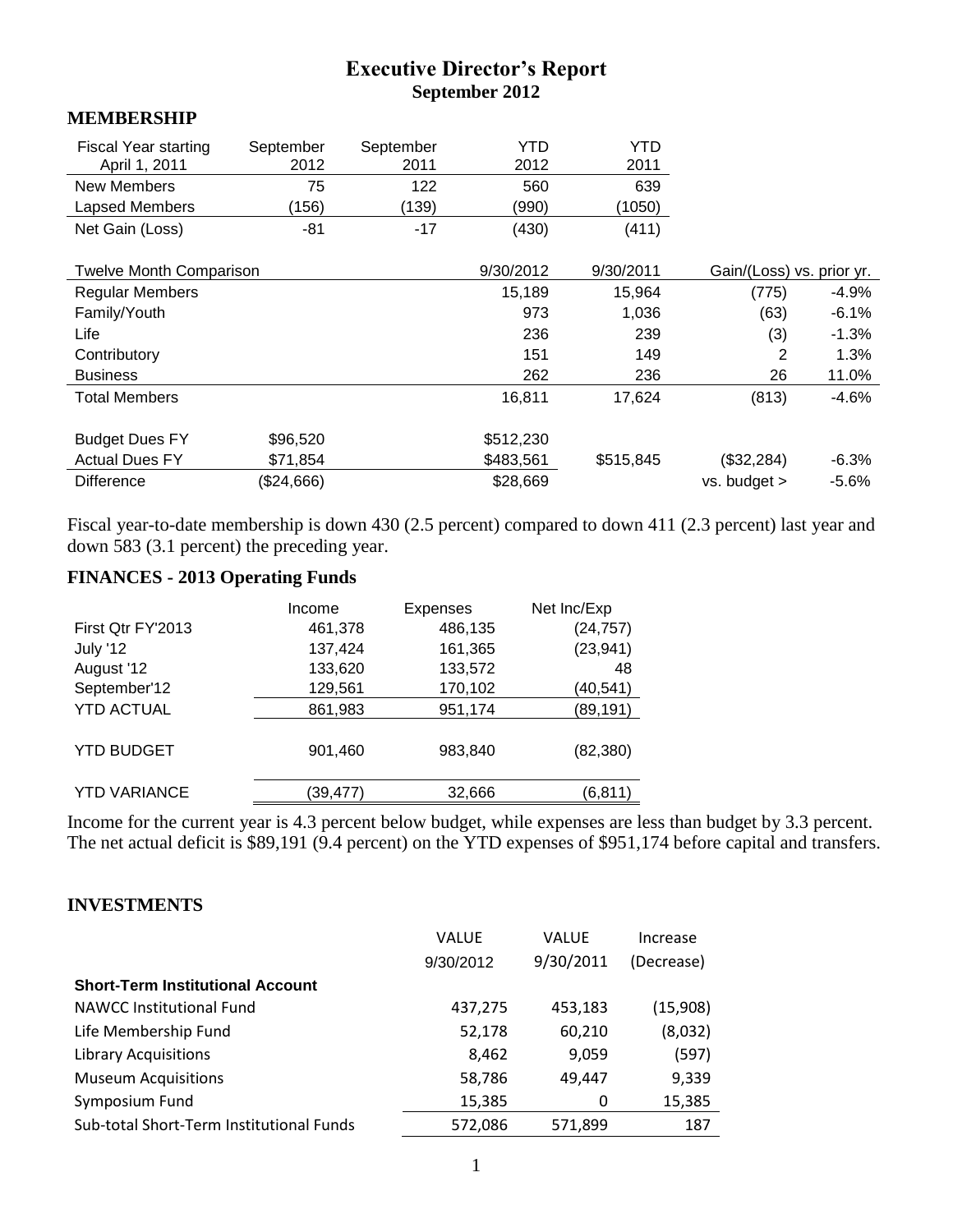# Executive Director's Report

## September 2012

### MEMBERSHIP

| Fiscal Year starting April 1, 2011 | September 2012 | September 2011 | YTD 2012 | YTD 2011 |
|---|---|---|---|---|
| New Members | 75 | 122 | 560 | 639 |
| Lapsed Members | (156) | (139) | (990) | (1050) |
| Net Gain (Loss) | -81 | -17 | (430) | (411) |

| Twelve Month Comparison | | 9/30/2012 | 9/30/2011 | Gain/(Loss) vs. prior yr. | |
|---|---|---|---|---|---|
| Regular Members | | 15,189 | 15,964 | (775) | -4.9% |
| Family/Youth | | 973 | 1,036 | (63) | -6.1% |
| Life | | 236 | 239 | (3) | -1.3% |
| Contributory | | 151 | 149 | 2 | 1.3% |
| Business | | 262 | 236 | 26 | 11.0% |
| Total Members | | 16,811 | 17,624 | (813) | -4.6% |
| | | | | | |
| Budget Dues FY | $96,520 | $512,230 | | | |
| Actual Dues FY | $71,854 | $483,561 | $515,845 | ($32,284) | -6.3% |
| Difference | ($24,666) | $28,669 | | vs. budget > | -5.6% |

Fiscal year-to-date membership is down 430 (2.5 percent) compared to down 411 (2.3 percent) last year and down 583 (3.1 percent) the preceding year.

### FINANCES - 2013 Operating Funds

| | Income | Expenses | Net Inc/Exp |
|---|---|---|---|
| First Qtr FY'2013 | 461,378 | 486,135 | (24,757) |
| July '12 | 137,424 | 161,365 | (23,941) |
| August '12 | 133,620 | 133,572 | 48 |
| September'12 | 129,561 | 170,102 | (40,541) |
| YTD ACTUAL | 861,983 | 951,174 | (89,191) |
| YTD BUDGET | 901,460 | 983,840 | (82,380) |
| YTD VARIANCE | (39,477) | 32,666 | (6,811) |

Income for the current year is 4.3 percent below budget, while expenses are less than budget by 3.3 percent. The net actual deficit is $89,191 (9.4 percent) on the YTD expenses of $951,174 before capital and transfers.

### INVESTMENTS

| | VALUE 9/30/2012 | VALUE 9/30/2011 | Increase (Decrease) |
|---|---|---|---|
| **Short-Term Institutional Account** | | | |
| NAWCC Institutional Fund | 437,275 | 453,183 | (15,908) |
| Life Membership Fund | 52,178 | 60,210 | (8,032) |
| Library Acquisitions | 8,462 | 9,059 | (597) |
| Museum Acquisitions | 58,786 | 49,447 | 9,339 |
| Symposium Fund | 15,385 | 0 | 15,385 |
| Sub-total Short-Term Institutional Funds | 572,086 | 571,899 | 187 |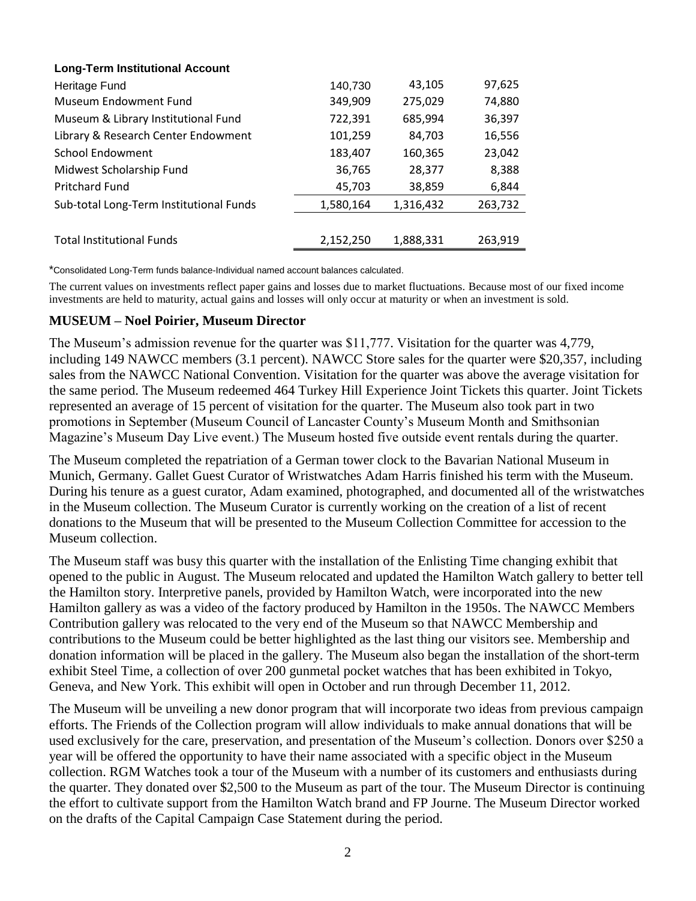| **Long-Term Institutional Account** | | | |
|---|---|---|---|
| Heritage Fund | 140,730 | 43,105 | 97,625 |
| Museum Endowment Fund | 349,909 | 275,029 | 74,880 |
| Museum & Library Institutional Fund | 722,391 | 685,994 | 36,397 |
| Library & Research Center Endowment | 101,259 | 84,703 | 16,556 |
| School Endowment | 183,407 | 160,365 | 23,042 |
| Midwest Scholarship Fund | 36,765 | 28,377 | 8,388 |
| Pritchard Fund | 45,703 | 38,859 | 6,844 |
| Sub-total Long-Term Institutional Funds | 1,580,164 | 1,316,432 | 263,732 |
| | | | |
| Total Institutional Funds | 2,152,250 | 1,888,331 | 263,919 |

*Consolidated Long-Term funds balance-Individual named account balances calculated.

The current values on investments reflect paper gains and losses due to market fluctuations. Because most of our fixed income investments are held to maturity, actual gains and losses will only occur at maturity or when an investment is sold.

## MUSEUM – Noel Poirier, Museum Director

The Museum's admission revenue for the quarter was $11,777. Visitation for the quarter was 4,779, including 149 NAWCC members (3.1 percent). NAWCC Store sales for the quarter were $20,357, including sales from the NAWCC National Convention. Visitation for the quarter was above the average visitation for the same period. The Museum redeemed 464 Turkey Hill Experience Joint Tickets this quarter. Joint Tickets represented an average of 15 percent of visitation for the quarter. The Museum also took part in two promotions in September (Museum Council of Lancaster County's Museum Month and Smithsonian Magazine's Museum Day Live event.) The Museum hosted five outside event rentals during the quarter.

The Museum completed the repatriation of a German tower clock to the Bavarian National Museum in Munich, Germany. Gallet Guest Curator of Wristwatches Adam Harris finished his term with the Museum. During his tenure as a guest curator, Adam examined, photographed, and documented all of the wristwatches in the Museum collection. The Museum Curator is currently working on the creation of a list of recent donations to the Museum that will be presented to the Museum Collection Committee for accession to the Museum collection.

The Museum staff was busy this quarter with the installation of the Enlisting Time changing exhibit that opened to the public in August. The Museum relocated and updated the Hamilton Watch gallery to better tell the Hamilton story. Interpretive panels, provided by Hamilton Watch, were incorporated into the new Hamilton gallery as was a video of the factory produced by Hamilton in the 1950s. The NAWCC Members Contribution gallery was relocated to the very end of the Museum so that NAWCC Membership and contributions to the Museum could be better highlighted as the last thing our visitors see. Membership and donation information will be placed in the gallery. The Museum also began the installation of the short-term exhibit Steel Time, a collection of over 200 gunmetal pocket watches that has been exhibited in Tokyo, Geneva, and New York. This exhibit will open in October and run through December 11, 2012.

The Museum will be unveiling a new donor program that will incorporate two ideas from previous campaign efforts. The Friends of the Collection program will allow individuals to make annual donations that will be used exclusively for the care, preservation, and presentation of the Museum's collection. Donors over $250 a year will be offered the opportunity to have their name associated with a specific object in the Museum collection. RGM Watches took a tour of the Museum with a number of its customers and enthusiasts during the quarter. They donated over $2,500 to the Museum as part of the tour. The Museum Director is continuing the effort to cultivate support from the Hamilton Watch brand and FP Journe. The Museum Director worked on the drafts of the Capital Campaign Case Statement during the period.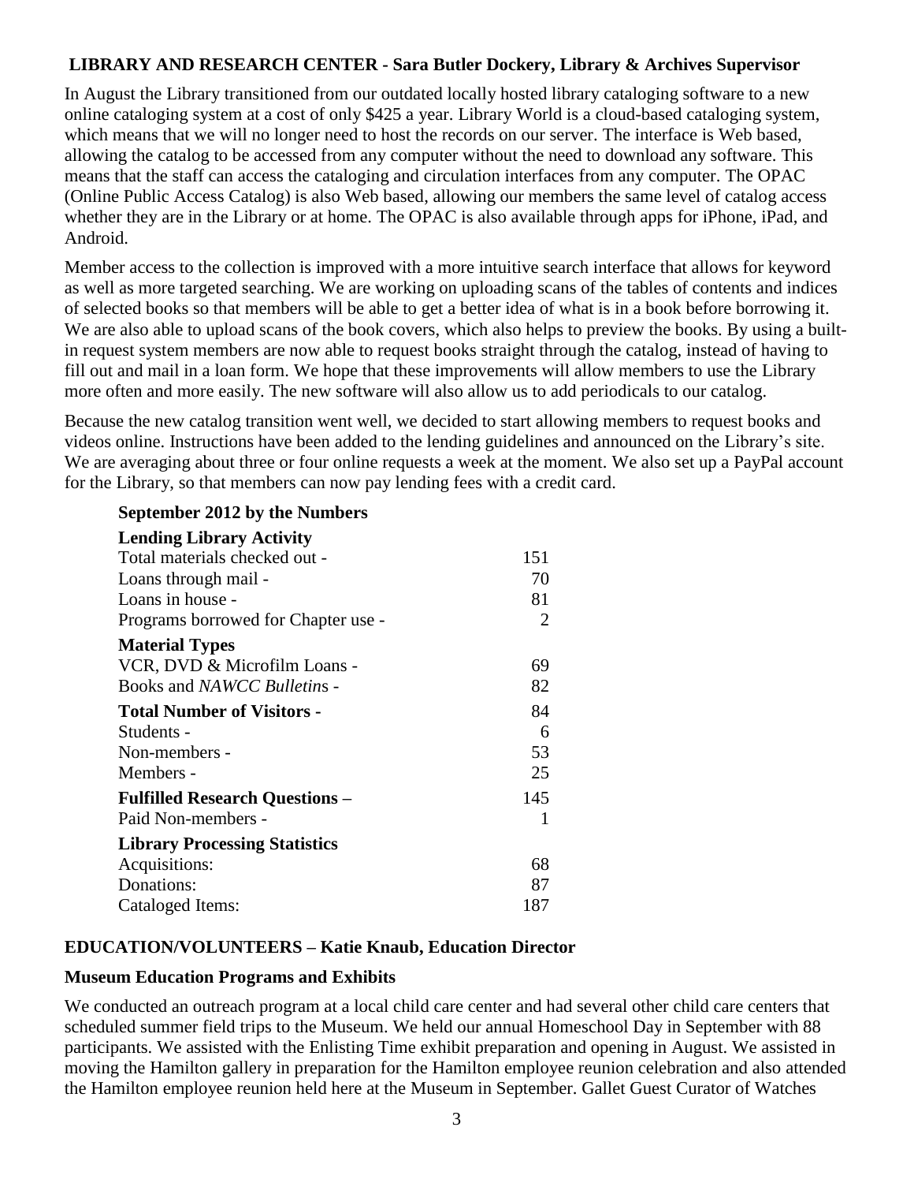### LIBRARY AND RESEARCH CENTER - Sara Butler Dockery, Library & Archives Supervisor

In August the Library transitioned from our outdated locally hosted library cataloging software to a new online cataloging system at a cost of only $425 a year. Library World is a cloud-based cataloging system, which means that we will no longer need to host the records on our server. The interface is Web based, allowing the catalog to be accessed from any computer without the need to download any software. This means that the staff can access the cataloging and circulation interfaces from any computer. The OPAC (Online Public Access Catalog) is also Web based, allowing our members the same level of catalog access whether they are in the Library or at home. The OPAC is also available through apps for iPhone, iPad, and Android.

Member access to the collection is improved with a more intuitive search interface that allows for keyword as well as more targeted searching. We are working on uploading scans of the tables of contents and indices of selected books so that members will be able to get a better idea of what is in a book before borrowing it. We are also able to upload scans of the book covers, which also helps to preview the books. By using a built-in request system members are now able to request books straight through the catalog, instead of having to fill out and mail in a loan form. We hope that these improvements will allow members to use the Library more often and more easily. The new software will also allow us to add periodicals to our catalog.

Because the new catalog transition went well, we decided to start allowing members to request books and videos online. Instructions have been added to the lending guidelines and announced on the Library's site. We are averaging about three or four online requests a week at the moment. We also set up a PayPal account for the Library, so that members can now pay lending fees with a credit card.

**September 2012 by the Numbers**

| | |
|---|---|
| **Lending Library Activity** | |
| Total materials checked out - | 151 |
| Loans through mail - | 70 |
| Loans in house - | 81 |
| Programs borrowed for Chapter use - | 2 |
| **Material Types** | |
| VCR, DVD & Microfilm Loans - | 69 |
| Books and *NAWCC Bulletin*s - | 82 |
| **Total Number of Visitors -** | 84 |
| Students - | 6 |
| Non-members - | 53 |
| Members - | 25 |
| **Fulfilled Research Questions –** | 145 |
| Paid Non-members - | 1 |
| **Library Processing Statistics** | |
| Acquisitions: | 68 |
| Donations: | 87 |
| Cataloged Items: | 187 |

### EDUCATION/VOLUNTEERS – Katie Knaub, Education Director

#### Museum Education Programs and Exhibits

We conducted an outreach program at a local child care center and had several other child care centers that scheduled summer field trips to the Museum. We held our annual Homeschool Day in September with 88 participants. We assisted with the Enlisting Time exhibit preparation and opening in August. We assisted in moving the Hamilton gallery in preparation for the Hamilton employee reunion celebration and also attended the Hamilton employee reunion held here at the Museum in September. Gallet Guest Curator of Watches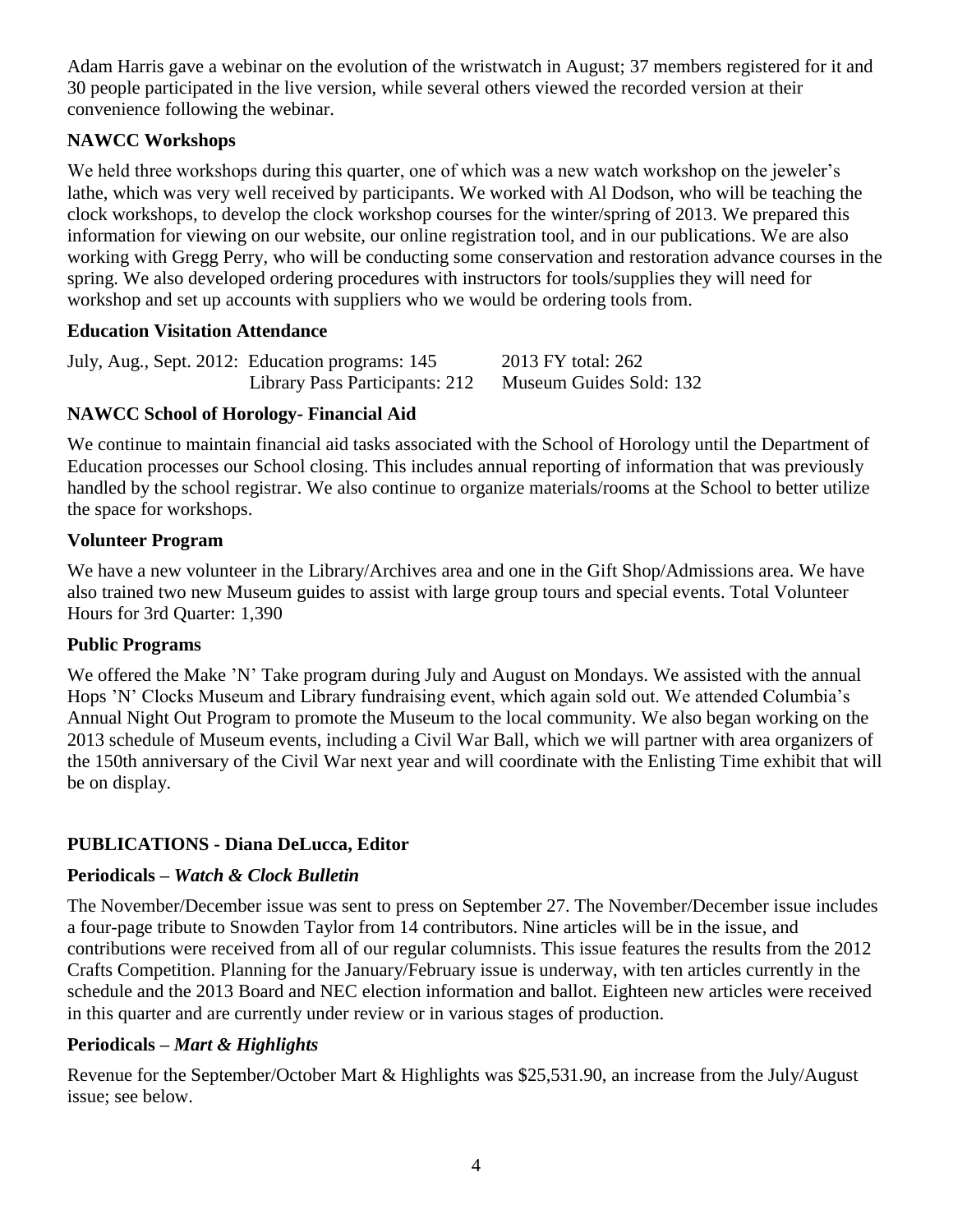Adam Harris gave a webinar on the evolution of the wristwatch in August; 37 members registered for it and 30 people participated in the live version, while several others viewed the recorded version at their convenience following the webinar.

### NAWCC Workshops

We held three workshops during this quarter, one of which was a new watch workshop on the jeweler's lathe, which was very well received by participants. We worked with Al Dodson, who will be teaching the clock workshops, to develop the clock workshop courses for the winter/spring of 2013. We prepared this information for viewing on our website, our online registration tool, and in our publications. We are also working with Gregg Perry, who will be conducting some conservation and restoration advance courses in the spring. We also developed ordering procedures with instructors for tools/supplies they will need for workshop and set up accounts with suppliers who we would be ordering tools from.

### Education Visitation Attendance

| | | |
|---|---|---|
| July, Aug., Sept. 2012: | Education programs: 145 | 2013 FY total: 262 |
| | Library Pass Participants: 212 | Museum Guides Sold: 132 |

### NAWCC School of Horology- Financial Aid

We continue to maintain financial aid tasks associated with the School of Horology until the Department of Education processes our School closing. This includes annual reporting of information that was previously handled by the school registrar. We also continue to organize materials/rooms at the School to better utilize the space for workshops.

### Volunteer Program

We have a new volunteer in the Library/Archives area and one in the Gift Shop/Admissions area. We have also trained two new Museum guides to assist with large group tours and special events. Total Volunteer Hours for 3rd Quarter: 1,390

### Public Programs

We offered the Make 'N' Take program during July and August on Mondays. We assisted with the annual Hops 'N' Clocks Museum and Library fundraising event, which again sold out. We attended Columbia's Annual Night Out Program to promote the Museum to the local community. We also began working on the 2013 schedule of Museum events, including a Civil War Ball, which we will partner with area organizers of the 150th anniversary of the Civil War next year and will coordinate with the Enlisting Time exhibit that will be on display.

## PUBLICATIONS - Diana DeLucca, Editor

### Periodicals – *Watch & Clock Bulletin*

The November/December issue was sent to press on September 27. The November/December issue includes a four-page tribute to Snowden Taylor from 14 contributors. Nine articles will be in the issue, and contributions were received from all of our regular columnists. This issue features the results from the 2012 Crafts Competition. Planning for the January/February issue is underway, with ten articles currently in the schedule and the 2013 Board and NEC election information and ballot. Eighteen new articles were received in this quarter and are currently under review or in various stages of production.

### Periodicals – *Mart & Highlights*

Revenue for the September/October Mart & Highlights was $25,531.90, an increase from the July/August issue; see below.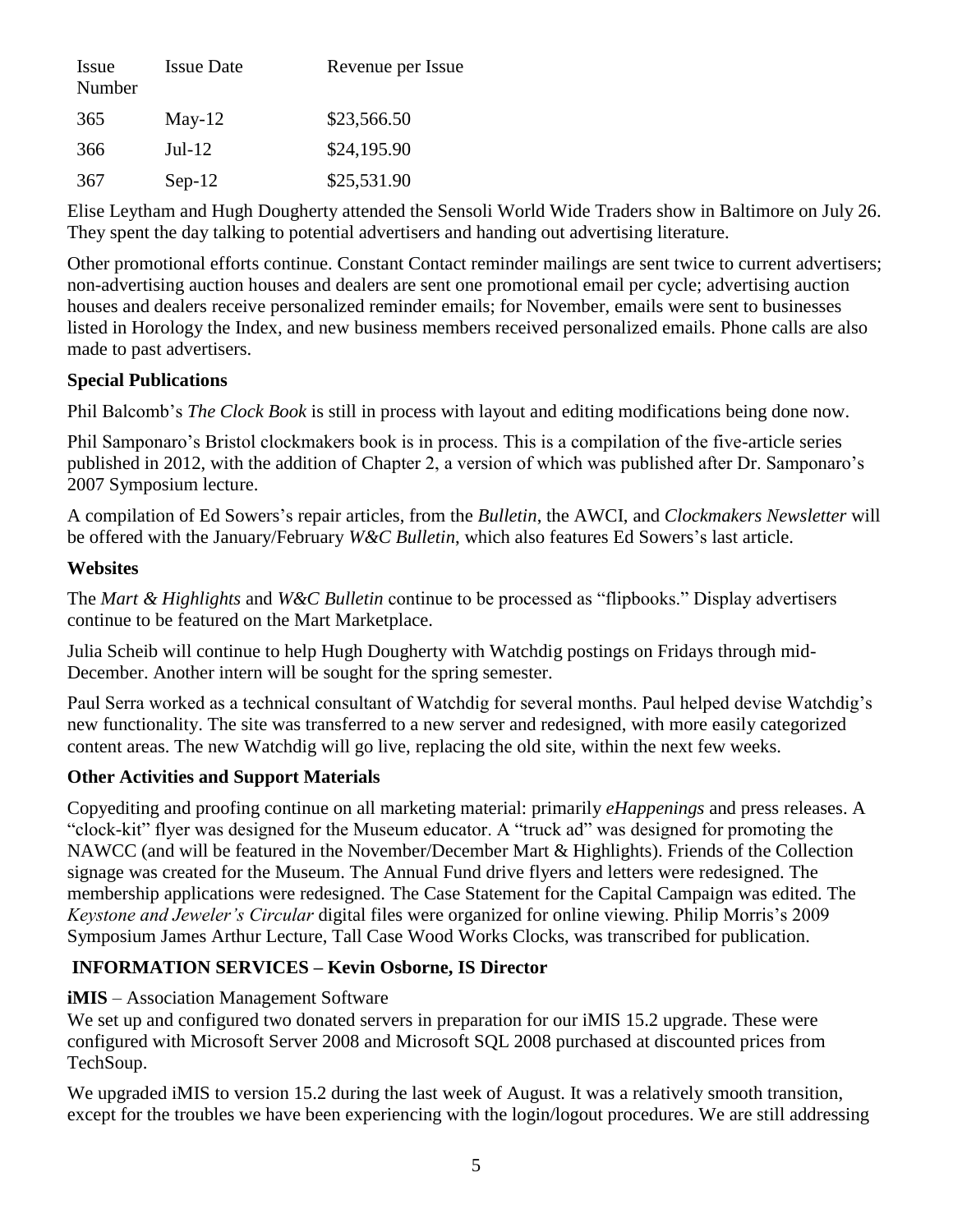| Issue Number | Issue Date | Revenue per Issue |
|---|---|---|
| 365 | May-12 | $23,566.50 |
| 366 | Jul-12 | $24,195.90 |
| 367 | Sep-12 | $25,531.90 |

Elise Leytham and Hugh Dougherty attended the Sensoli World Wide Traders show in Baltimore on July 26. They spent the day talking to potential advertisers and handing out advertising literature.

Other promotional efforts continue. Constant Contact reminder mailings are sent twice to current advertisers; non-advertising auction houses and dealers are sent one promotional email per cycle; advertising auction houses and dealers receive personalized reminder emails; for November, emails were sent to businesses listed in Horology the Index, and new business members received personalized emails. Phone calls are also made to past advertisers.

### Special Publications

Phil Balcomb's *The Clock Book* is still in process with layout and editing modifications being done now.

Phil Samponaro's Bristol clockmakers book is in process. This is a compilation of the five-article series published in 2012, with the addition of Chapter 2, a version of which was published after Dr. Samponaro's 2007 Symposium lecture.

A compilation of Ed Sowers's repair articles, from the *Bulletin*, the AWCI, and *Clockmakers Newsletter* will be offered with the January/February *W&C Bulletin*, which also features Ed Sowers's last article.

### Websites

The *Mart & Highlights* and *W&C Bulletin* continue to be processed as "flipbooks." Display advertisers continue to be featured on the Mart Marketplace.

Julia Scheib will continue to help Hugh Dougherty with Watchdig postings on Fridays through mid-December. Another intern will be sought for the spring semester.

Paul Serra worked as a technical consultant of Watchdig for several months. Paul helped devise Watchdig's new functionality. The site was transferred to a new server and redesigned, with more easily categorized content areas. The new Watchdig will go live, replacing the old site, within the next few weeks.

### Other Activities and Support Materials

Copyediting and proofing continue on all marketing material: primarily *eHappenings* and press releases. A "clock-kit" flyer was designed for the Museum educator. A "truck ad" was designed for promoting the NAWCC (and will be featured in the November/December Mart & Highlights). Friends of the Collection signage was created for the Museum. The Annual Fund drive flyers and letters were redesigned. The membership applications were redesigned. The Case Statement for the Capital Campaign was edited. The *Keystone and Jeweler's Circular* digital files were organized for online viewing. Philip Morris's 2009 Symposium James Arthur Lecture, Tall Case Wood Works Clocks, was transcribed for publication.

## INFORMATION SERVICES – Kevin Osborne, IS Director

**iMIS** – Association Management Software
We set up and configured two donated servers in preparation for our iMIS 15.2 upgrade. These were configured with Microsoft Server 2008 and Microsoft SQL 2008 purchased at discounted prices from TechSoup.

We upgraded iMIS to version 15.2 during the last week of August. It was a relatively smooth transition, except for the troubles we have been experiencing with the login/logout procedures. We are still addressing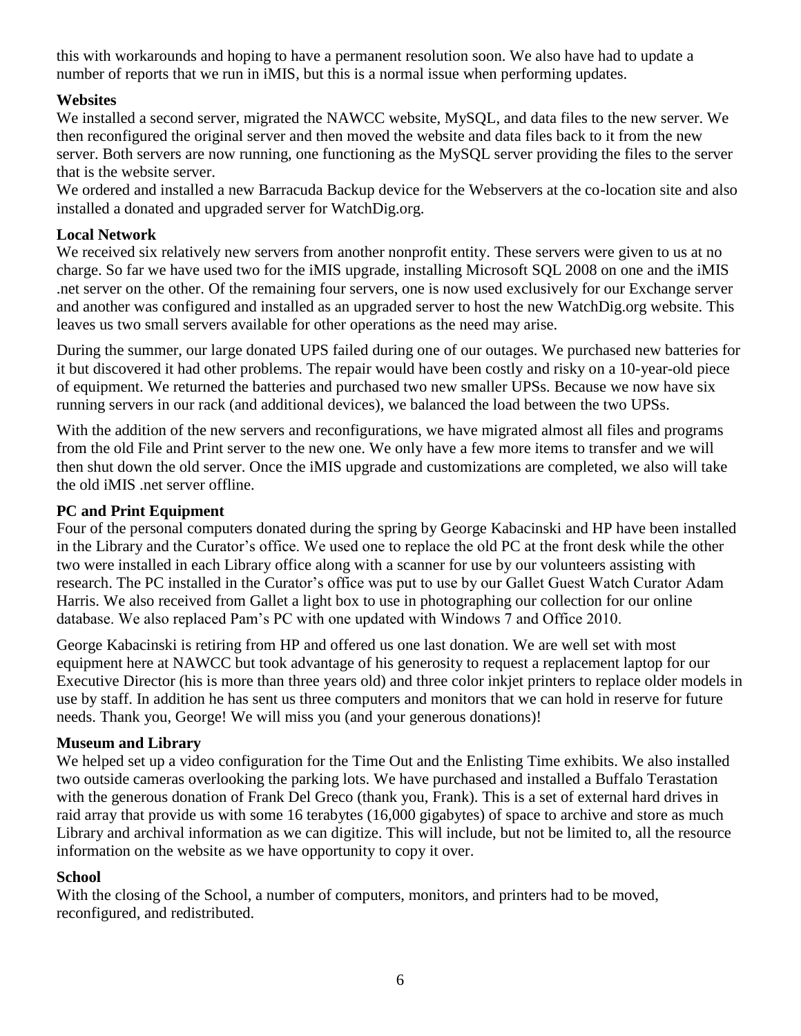this with workarounds and hoping to have a permanent resolution soon. We also have had to update a number of reports that we run in iMIS, but this is a normal issue when performing updates.

**Websites**

We installed a second server, migrated the NAWCC website, MySQL, and data files to the new server. We then reconfigured the original server and then moved the website and data files back to it from the new server. Both servers are now running, one functioning as the MySQL server providing the files to the server that is the website server.

We ordered and installed a new Barracuda Backup device for the Webservers at the co-location site and also installed a donated and upgraded server for WatchDig.org.

**Local Network**

We received six relatively new servers from another nonprofit entity. These servers were given to us at no charge. So far we have used two for the iMIS upgrade, installing Microsoft SQL 2008 on one and the iMIS .net server on the other. Of the remaining four servers, one is now used exclusively for our Exchange server and another was configured and installed as an upgraded server to host the new WatchDig.org website. This leaves us two small servers available for other operations as the need may arise.

During the summer, our large donated UPS failed during one of our outages. We purchased new batteries for it but discovered it had other problems. The repair would have been costly and risky on a 10-year-old piece of equipment. We returned the batteries and purchased two new smaller UPSs. Because we now have six running servers in our rack (and additional devices), we balanced the load between the two UPSs.

With the addition of the new servers and reconfigurations, we have migrated almost all files and programs from the old File and Print server to the new one. We only have a few more items to transfer and we will then shut down the old server. Once the iMIS upgrade and customizations are completed, we also will take the old iMIS .net server offline.

**PC and Print Equipment**

Four of the personal computers donated during the spring by George Kabacinski and HP have been installed in the Library and the Curator's office. We used one to replace the old PC at the front desk while the other two were installed in each Library office along with a scanner for use by our volunteers assisting with research. The PC installed in the Curator's office was put to use by our Gallet Guest Watch Curator Adam Harris. We also received from Gallet a light box to use in photographing our collection for our online database. We also replaced Pam's PC with one updated with Windows 7 and Office 2010.

George Kabacinski is retiring from HP and offered us one last donation. We are well set with most equipment here at NAWCC but took advantage of his generosity to request a replacement laptop for our Executive Director (his is more than three years old) and three color inkjet printers to replace older models in use by staff. In addition he has sent us three computers and monitors that we can hold in reserve for future needs. Thank you, George! We will miss you (and your generous donations)!

**Museum and Library**

We helped set up a video configuration for the Time Out and the Enlisting Time exhibits. We also installed two outside cameras overlooking the parking lots. We have purchased and installed a Buffalo Terastation with the generous donation of Frank Del Greco (thank you, Frank). This is a set of external hard drives in raid array that provide us with some 16 terabytes (16,000 gigabytes) of space to archive and store as much Library and archival information as we can digitize. This will include, but not be limited to, all the resource information on the website as we have opportunity to copy it over.

**School**

With the closing of the School, a number of computers, monitors, and printers had to be moved, reconfigured, and redistributed.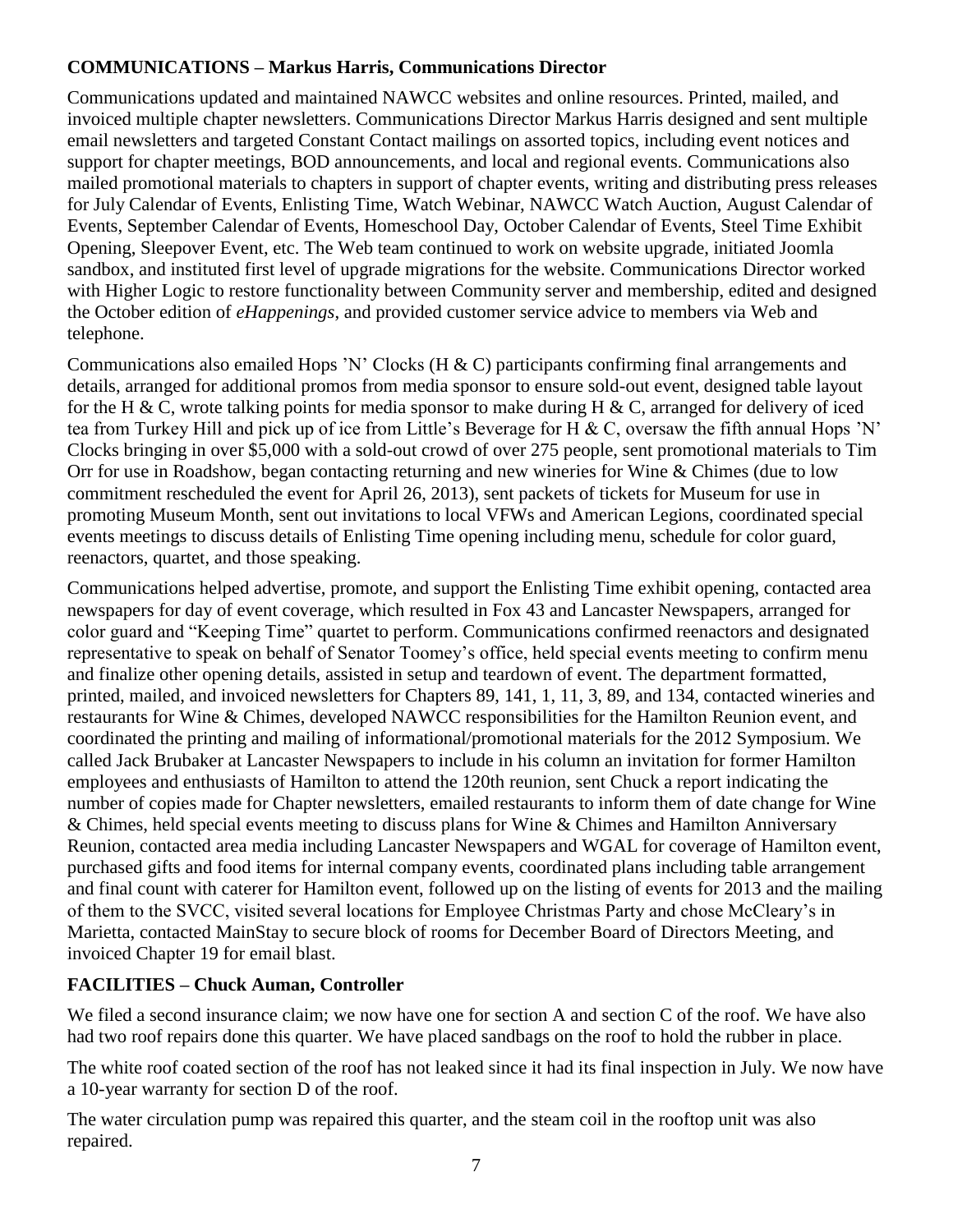**COMMUNICATIONS – Markus Harris, Communications Director**

Communications updated and maintained NAWCC websites and online resources. Printed, mailed, and invoiced multiple chapter newsletters. Communications Director Markus Harris designed and sent multiple email newsletters and targeted Constant Contact mailings on assorted topics, including event notices and support for chapter meetings, BOD announcements, and local and regional events. Communications also mailed promotional materials to chapters in support of chapter events, writing and distributing press releases for July Calendar of Events, Enlisting Time, Watch Webinar, NAWCC Watch Auction, August Calendar of Events, September Calendar of Events, Homeschool Day, October Calendar of Events, Steel Time Exhibit Opening, Sleepover Event, etc. The Web team continued to work on website upgrade, initiated Joomla sandbox, and instituted first level of upgrade migrations for the website. Communications Director worked with Higher Logic to restore functionality between Community server and membership, edited and designed the October edition of *eHappenings*, and provided customer service advice to members via Web and telephone.

Communications also emailed Hops 'N' Clocks (H & C) participants confirming final arrangements and details, arranged for additional promos from media sponsor to ensure sold-out event, designed table layout for the H & C, wrote talking points for media sponsor to make during H & C, arranged for delivery of iced tea from Turkey Hill and pick up of ice from Little's Beverage for H & C, oversaw the fifth annual Hops 'N' Clocks bringing in over $5,000 with a sold-out crowd of over 275 people, sent promotional materials to Tim Orr for use in Roadshow, began contacting returning and new wineries for Wine & Chimes (due to low commitment rescheduled the event for April 26, 2013), sent packets of tickets for Museum for use in promoting Museum Month, sent out invitations to local VFWs and American Legions, coordinated special events meetings to discuss details of Enlisting Time opening including menu, schedule for color guard, reenactors, quartet, and those speaking.

Communications helped advertise, promote, and support the Enlisting Time exhibit opening, contacted area newspapers for day of event coverage, which resulted in Fox 43 and Lancaster Newspapers, arranged for color guard and "Keeping Time" quartet to perform. Communications confirmed reenactors and designated representative to speak on behalf of Senator Toomey's office, held special events meeting to confirm menu and finalize other opening details, assisted in setup and teardown of event. The department formatted, printed, mailed, and invoiced newsletters for Chapters 89, 141, 1, 11, 3, 89, and 134, contacted wineries and restaurants for Wine & Chimes, developed NAWCC responsibilities for the Hamilton Reunion event, and coordinated the printing and mailing of informational/promotional materials for the 2012 Symposium. We called Jack Brubaker at Lancaster Newspapers to include in his column an invitation for former Hamilton employees and enthusiasts of Hamilton to attend the 120th reunion, sent Chuck a report indicating the number of copies made for Chapter newsletters, emailed restaurants to inform them of date change for Wine & Chimes, held special events meeting to discuss plans for Wine & Chimes and Hamilton Anniversary Reunion, contacted area media including Lancaster Newspapers and WGAL for coverage of Hamilton event, purchased gifts and food items for internal company events, coordinated plans including table arrangement and final count with caterer for Hamilton event, followed up on the listing of events for 2013 and the mailing of them to the SVCC, visited several locations for Employee Christmas Party and chose McCleary's in Marietta, contacted MainStay to secure block of rooms for December Board of Directors Meeting, and invoiced Chapter 19 for email blast.

**FACILITIES – Chuck Auman, Controller**

We filed a second insurance claim; we now have one for section A and section C of the roof. We have also had two roof repairs done this quarter. We have placed sandbags on the roof to hold the rubber in place.

The white roof coated section of the roof has not leaked since it had its final inspection in July. We now have a 10-year warranty for section D of the roof.

The water circulation pump was repaired this quarter, and the steam coil in the rooftop unit was also repaired.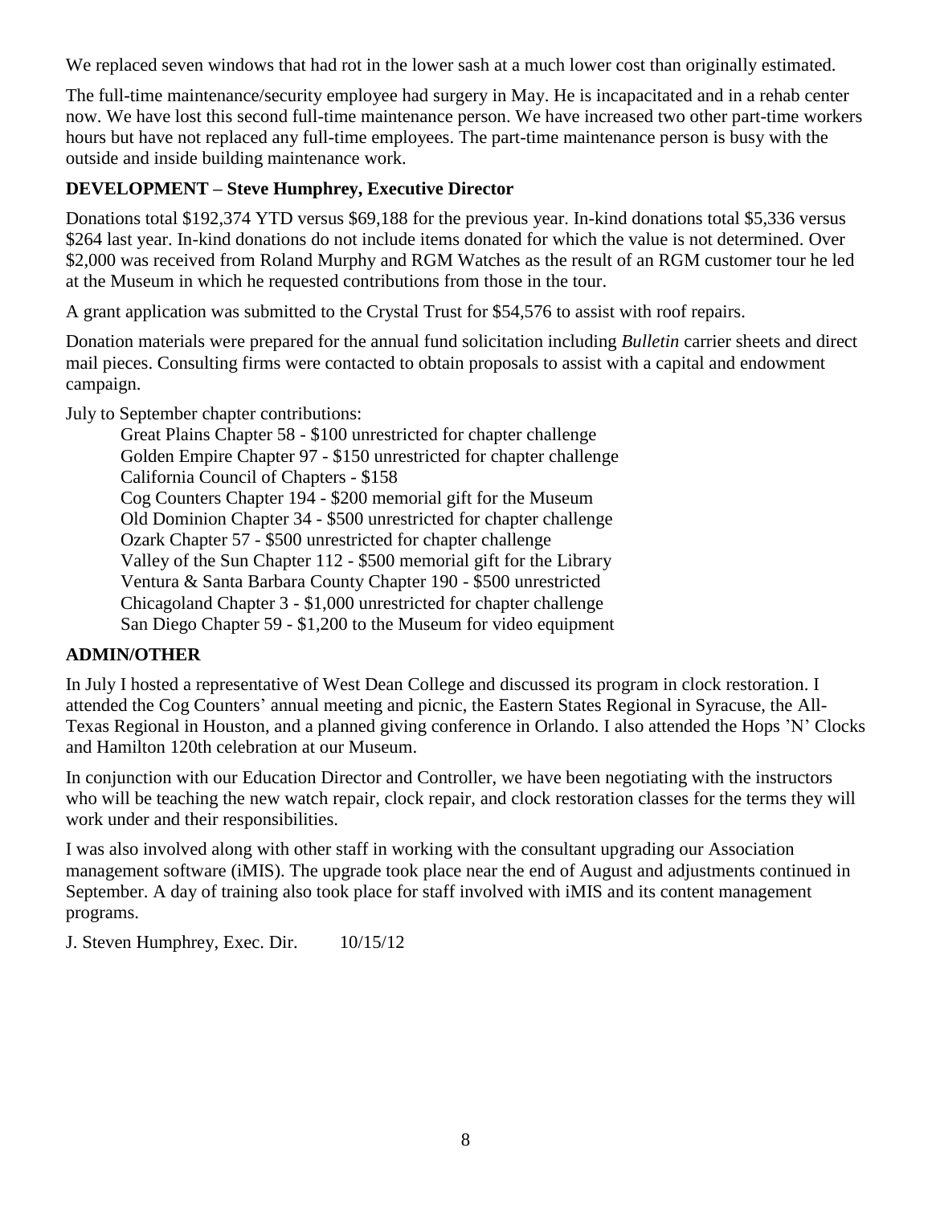We replaced seven windows that had rot in the lower sash at a much lower cost than originally estimated.

The full-time maintenance/security employee had surgery in May. He is incapacitated and in a rehab center now. We have lost this second full-time maintenance person. We have increased two other part-time workers hours but have not replaced any full-time employees. The part-time maintenance person is busy with the outside and inside building maintenance work.

**DEVELOPMENT – Steve Humphrey, Executive Director**

Donations total $192,374 YTD versus $69,188 for the previous year. In-kind donations total $5,336 versus $264 last year. In-kind donations do not include items donated for which the value is not determined. Over $2,000 was received from Roland Murphy and RGM Watches as the result of an RGM customer tour he led at the Museum in which he requested contributions from those in the tour.

A grant application was submitted to the Crystal Trust for $54,576 to assist with roof repairs.

Donation materials were prepared for the annual fund solicitation including *Bulletin* carrier sheets and direct mail pieces. Consulting firms were contacted to obtain proposals to assist with a capital and endowment campaign.

July to September chapter contributions:

Great Plains Chapter 58 - $100 unrestricted for chapter challenge
Golden Empire Chapter 97 - $150 unrestricted for chapter challenge
California Council of Chapters - $158
Cog Counters Chapter 194 - $200 memorial gift for the Museum
Old Dominion Chapter 34 - $500 unrestricted for chapter challenge
Ozark Chapter 57 - $500 unrestricted for chapter challenge
Valley of the Sun Chapter 112 - $500 memorial gift for the Library
Ventura & Santa Barbara County Chapter 190 - $500 unrestricted
Chicagoland Chapter 3 - $1,000 unrestricted for chapter challenge
San Diego Chapter 59 - $1,200 to the Museum for video equipment

**ADMIN/OTHER**

In July I hosted a representative of West Dean College and discussed its program in clock restoration. I attended the Cog Counters' annual meeting and picnic, the Eastern States Regional in Syracuse, the All-Texas Regional in Houston, and a planned giving conference in Orlando. I also attended the Hops 'N' Clocks and Hamilton 120th celebration at our Museum.

In conjunction with our Education Director and Controller, we have been negotiating with the instructors who will be teaching the new watch repair, clock repair, and clock restoration classes for the terms they will work under and their responsibilities.

I was also involved along with other staff in working with the consultant upgrading our Association management software (iMIS). The upgrade took place near the end of August and adjustments continued in September. A day of training also took place for staff involved with iMIS and its content management programs.

J. Steven Humphrey, Exec. Dir. 10/15/12